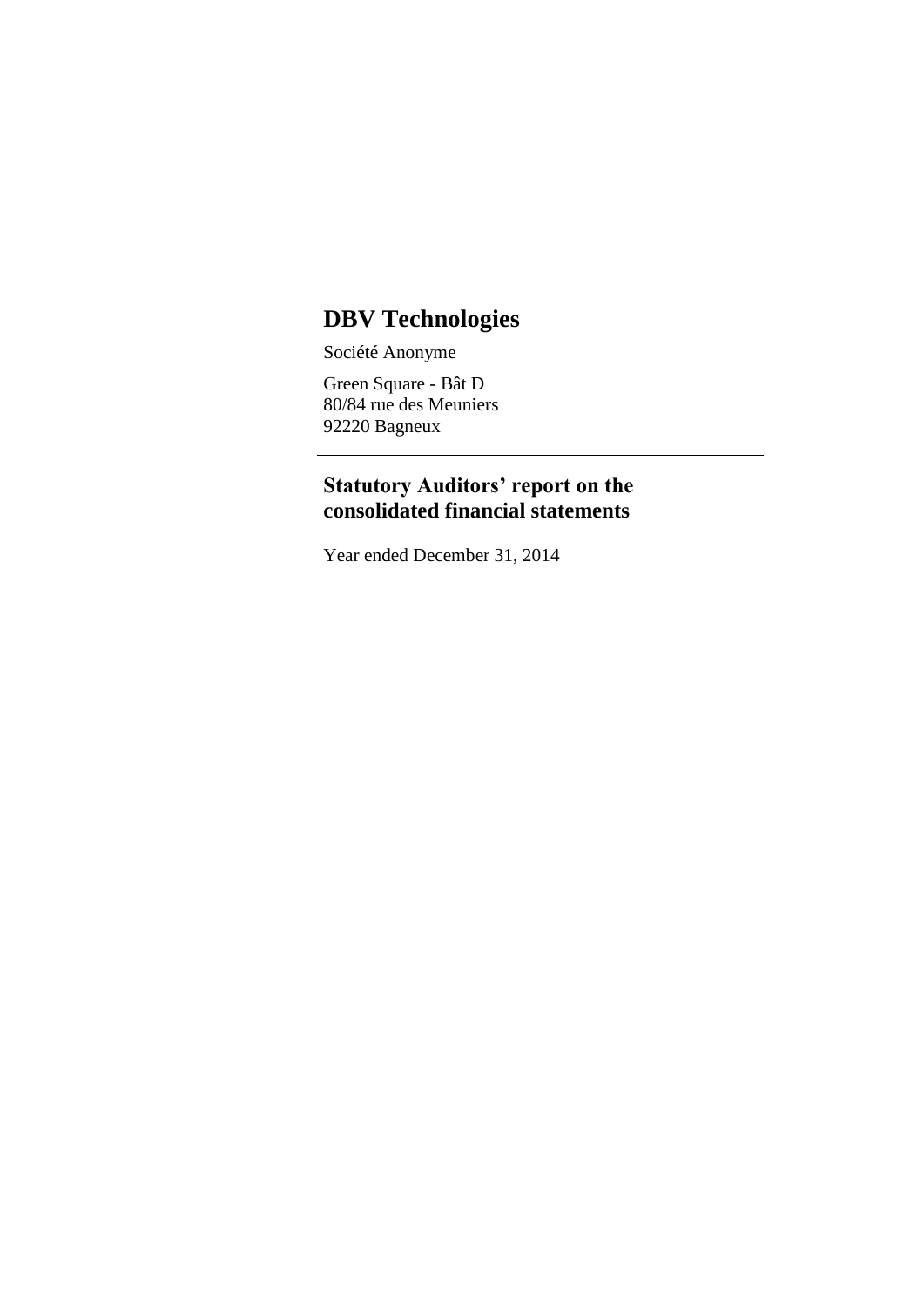# DBV Technologies

Société Anonyme

Green Square - Bât D
80/84 rue des Meuniers
92220 Bagneux

---

## Statutory Auditors' report on the consolidated financial statements

Year ended December 31, 2014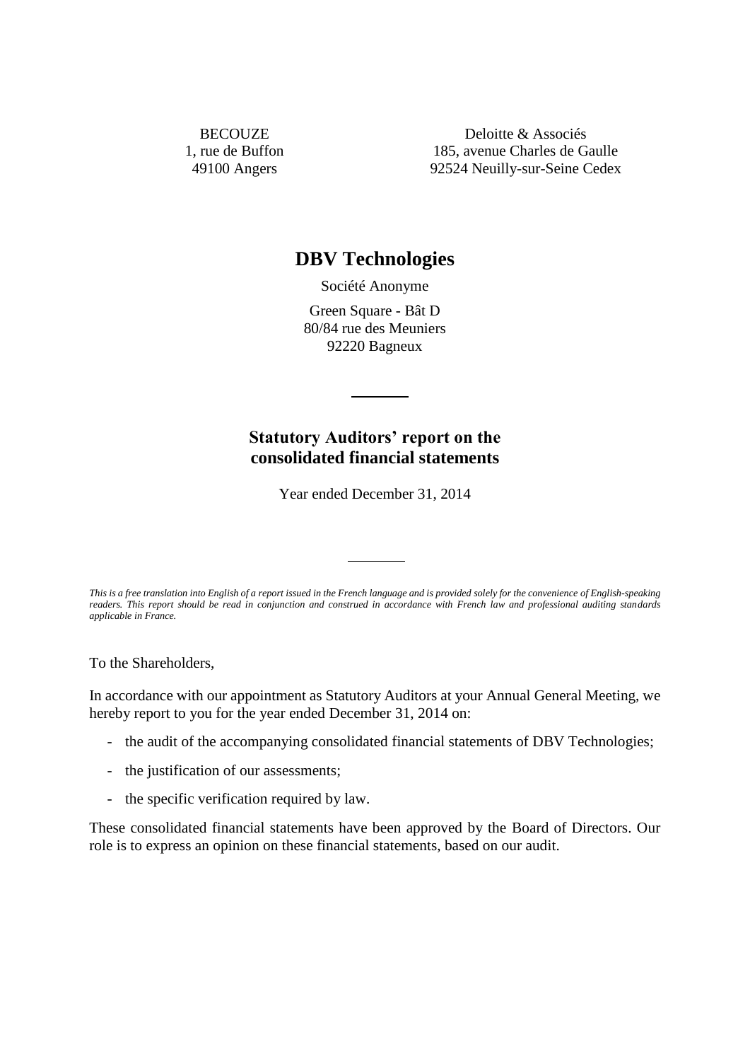BECOUZE
1, rue de Buffon
49100 Angers

Deloitte & Associés
185, avenue Charles de Gaulle
92524 Neuilly-sur-Seine Cedex

# DBV Technologies

Société Anonyme

Green Square - Bât D
80/84 rue des Meuniers
92220 Bagneux

---

## Statutory Auditors' report on the consolidated financial statements

Year ended December 31, 2014

---

*This is a free translation into English of a report issued in the French language and is provided solely for the convenience of English-speaking readers. This report should be read in conjunction and construed in accordance with French law and professional auditing standards applicable in France.*

To the Shareholders,

In accordance with our appointment as Statutory Auditors at your Annual General Meeting, we hereby report to you for the year ended December 31, 2014 on:

- the audit of the accompanying consolidated financial statements of DBV Technologies;
- the justification of our assessments;
- the specific verification required by law.

These consolidated financial statements have been approved by the Board of Directors. Our role is to express an opinion on these financial statements, based on our audit.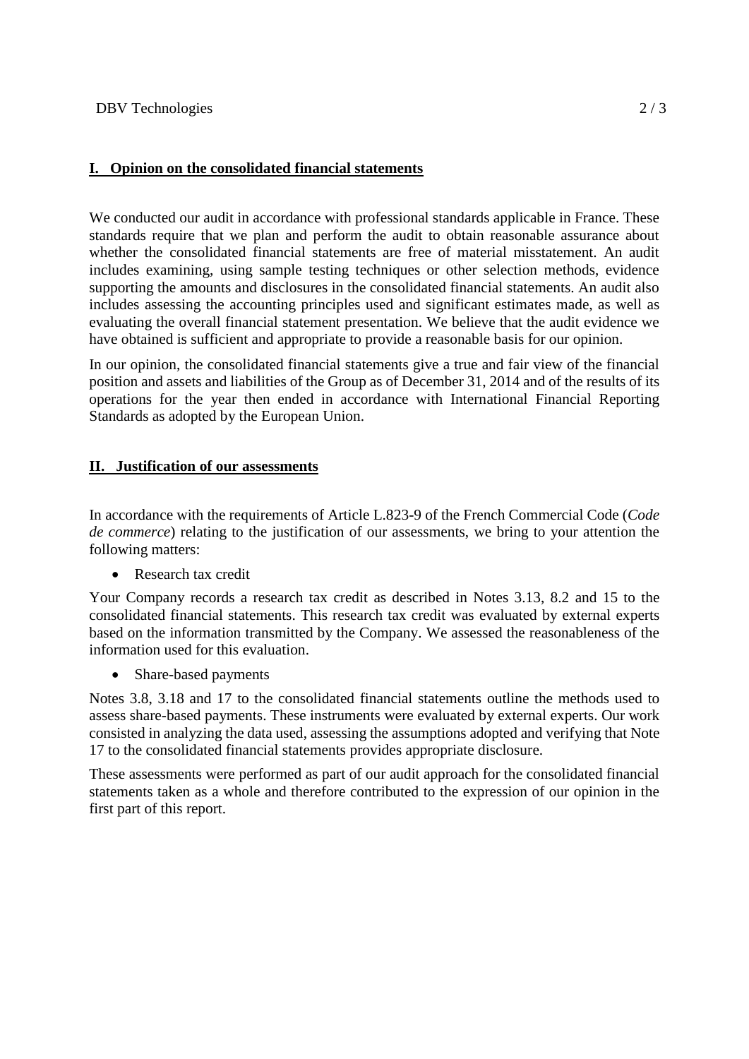## I. Opinion on the consolidated financial statements

We conducted our audit in accordance with professional standards applicable in France. These standards require that we plan and perform the audit to obtain reasonable assurance about whether the consolidated financial statements are free of material misstatement. An audit includes examining, using sample testing techniques or other selection methods, evidence supporting the amounts and disclosures in the consolidated financial statements. An audit also includes assessing the accounting principles used and significant estimates made, as well as evaluating the overall financial statement presentation. We believe that the audit evidence we have obtained is sufficient and appropriate to provide a reasonable basis for our opinion.

In our opinion, the consolidated financial statements give a true and fair view of the financial position and assets and liabilities of the Group as of December 31, 2014 and of the results of its operations for the year then ended in accordance with International Financial Reporting Standards as adopted by the European Union.

## II. Justification of our assessments

In accordance with the requirements of Article L.823-9 of the French Commercial Code (*Code de commerce*) relating to the justification of our assessments, we bring to your attention the following matters:

- Research tax credit

Your Company records a research tax credit as described in Notes 3.13, 8.2 and 15 to the consolidated financial statements. This research tax credit was evaluated by external experts based on the information transmitted by the Company. We assessed the reasonableness of the information used for this evaluation.

- Share-based payments

Notes 3.8, 3.18 and 17 to the consolidated financial statements outline the methods used to assess share-based payments. These instruments were evaluated by external experts. Our work consisted in analyzing the data used, assessing the assumptions adopted and verifying that Note 17 to the consolidated financial statements provides appropriate disclosure.

These assessments were performed as part of our audit approach for the consolidated financial statements taken as a whole and therefore contributed to the expression of our opinion in the first part of this report.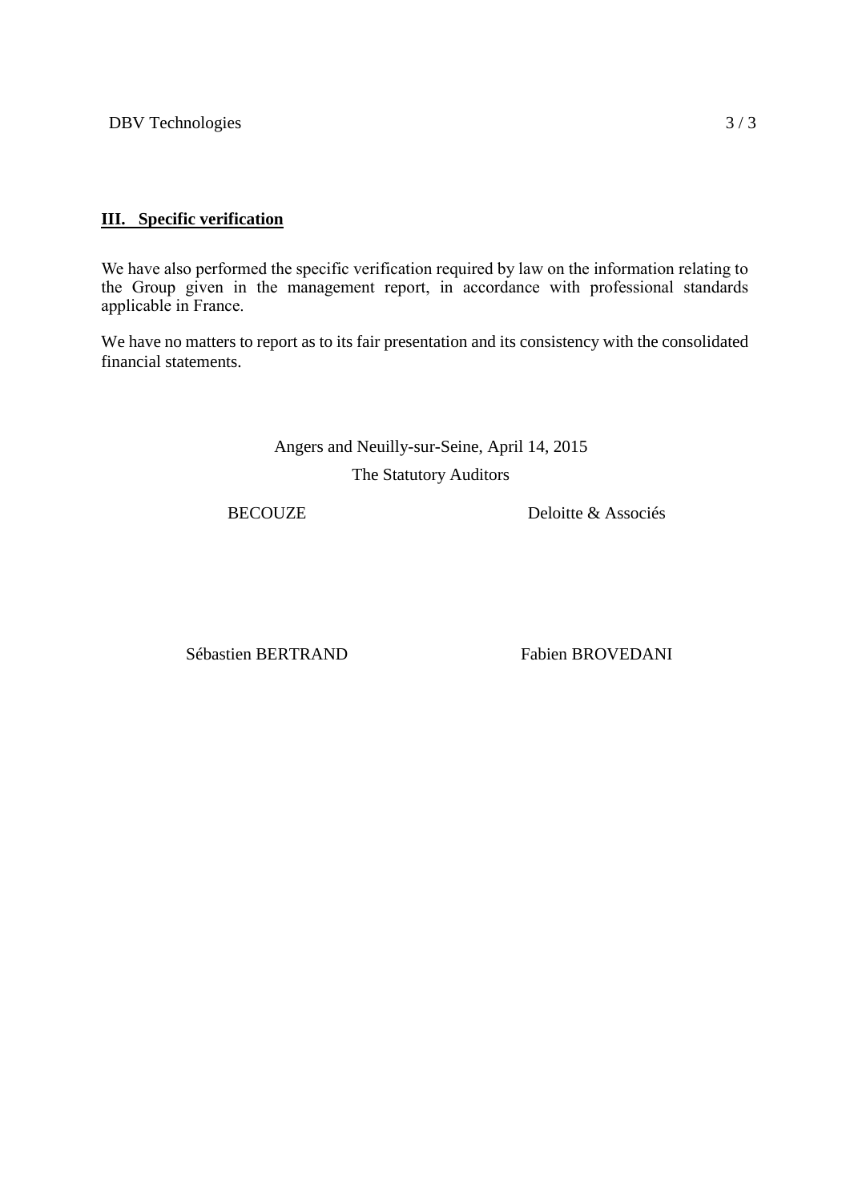## III. Specific verification

We have also performed the specific verification required by law on the information relating to the Group given in the management report, in accordance with professional standards applicable in France.

We have no matters to report as to its fair presentation and its consistency with the consolidated financial statements.

Angers and Neuilly-sur-Seine, April 14, 2015

The Statutory Auditors

| BECOUZE | Deloitte & Associés |
| --- | --- |
| Sébastien BERTRAND | Fabien BROVEDANI |